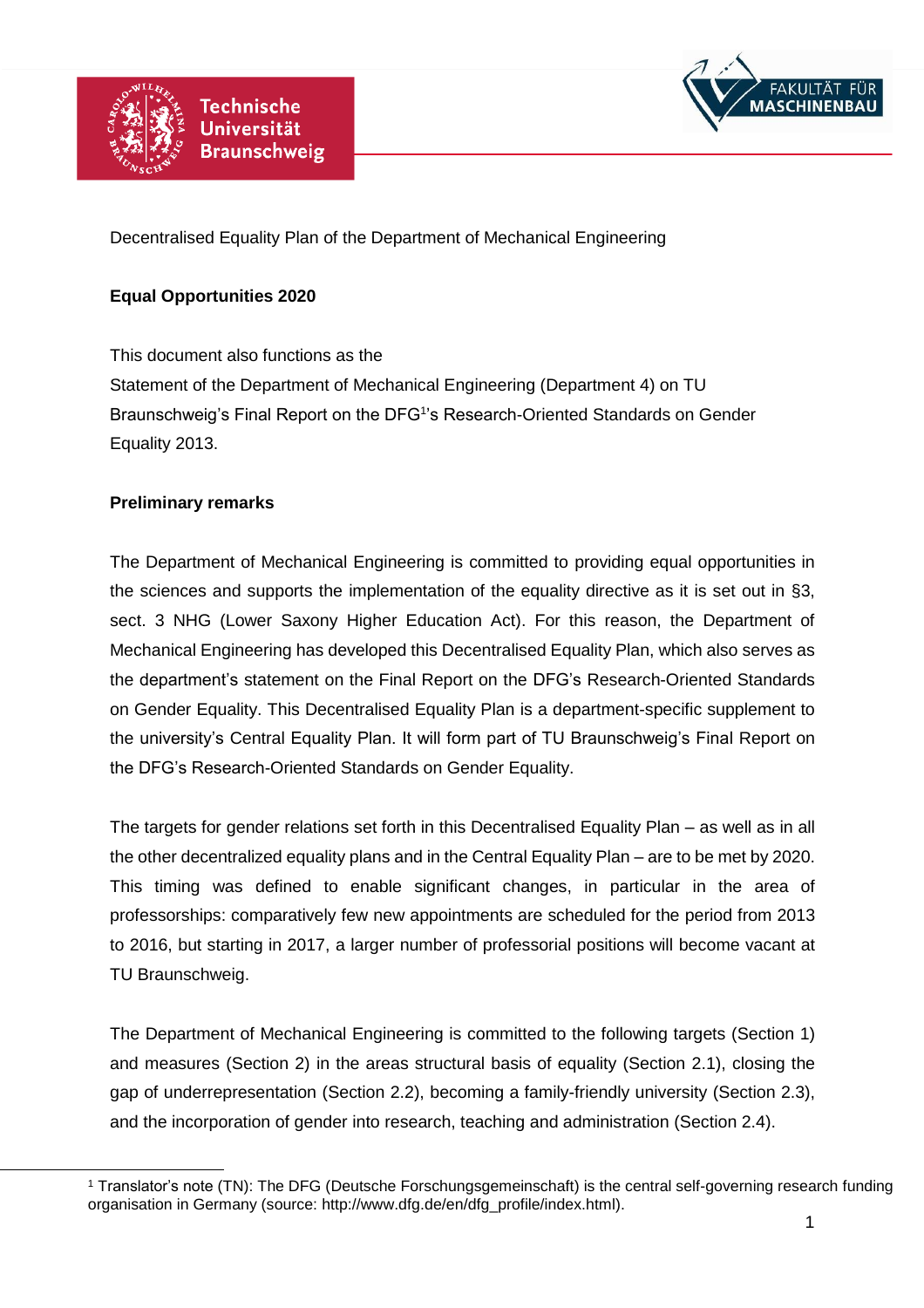Decentralised Equality Plan of the Department of Mechanical Engineering

**Equal Opportunities 2020**

This document also functions as the
Statement of the Department of Mechanical Engineering (Department 4) on TU Braunschweig's Final Report on the DFG[1]'s Research-Oriented Standards on Gender Equality 2013.

**Preliminary remarks**

The Department of Mechanical Engineering is committed to providing equal opportunities in the sciences and supports the implementation of the equality directive as it is set out in §3, sect. 3 NHG (Lower Saxony Higher Education Act). For this reason, the Department of Mechanical Engineering has developed this Decentralised Equality Plan, which also serves as the department's statement on the Final Report on the DFG's Research-Oriented Standards on Gender Equality. This Decentralised Equality Plan is a department-specific supplement to the university's Central Equality Plan. It will form part of TU Braunschweig's Final Report on the DFG's Research-Oriented Standards on Gender Equality.

The targets for gender relations set forth in this Decentralised Equality Plan – as well as in all the other decentralized equality plans and in the Central Equality Plan – are to be met by 2020. This timing was defined to enable significant changes, in particular in the area of professorships: comparatively few new appointments are scheduled for the period from 2013 to 2016, but starting in 2017, a larger number of professorial positions will become vacant at TU Braunschweig.

The Department of Mechanical Engineering is committed to the following targets (Section 1) and measures (Section 2) in the areas structural basis of equality (Section 2.1), closing the gap of underrepresentation (Section 2.2), becoming a family-friendly university (Section 2.3), and the incorporation of gender into research, teaching and administration (Section 2.4).

[1] Translator's note (TN): The DFG (Deutsche Forschungsgemeinschaft) is the central self-governing research funding organisation in Germany (source: http://www.dfg.de/en/dfg_profile/index.html).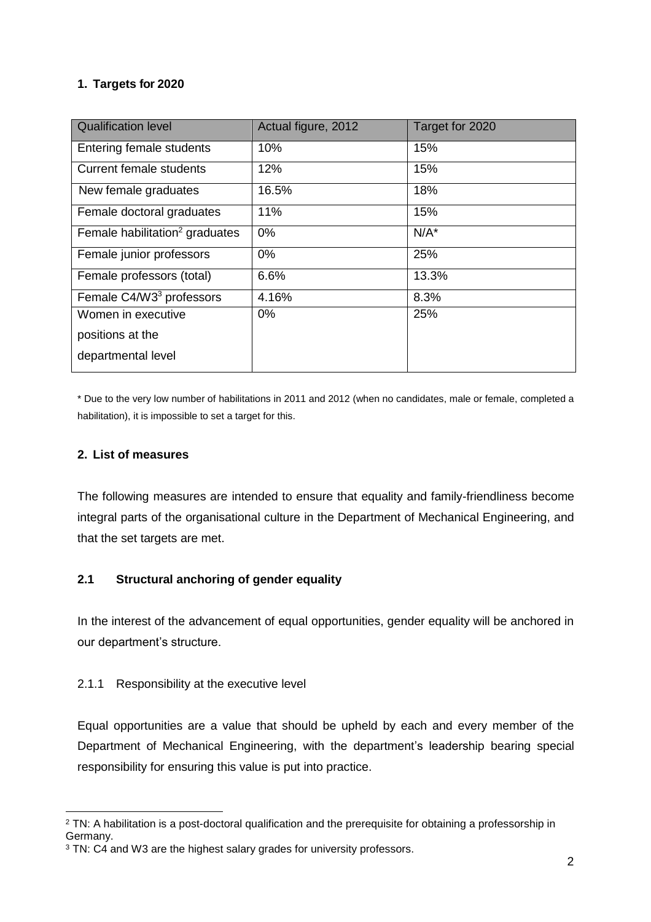## 1. Targets for 2020

| Qualification level | Actual figure, 2012 | Target for 2020 |
|---|---|---|
| Entering female students | 10% | 15% |
| Current female students | 12% | 15% |
| New female graduates | 16.5% | 18% |
| Female doctoral graduates | 11% | 15% |
| Female habilitation[2] graduates | 0% | N/A* |
| Female junior professors | 0% | 25% |
| Female professors (total) | 6.6% | 13.3% |
| Female C4/W3[3] professors | 4.16% | 8.3% |
| Women in executive positions at the departmental level | 0% | 25% |

* Due to the very low number of habilitations in 2011 and 2012 (when no candidates, male or female, completed a habilitation), it is impossible to set a target for this.

## 2. List of measures

The following measures are intended to ensure that equality and family-friendliness become integral parts of the organisational culture in the Department of Mechanical Engineering, and that the set targets are met.

### 2.1 Structural anchoring of gender equality

In the interest of the advancement of equal opportunities, gender equality will be anchored in our department's structure.

#### 2.1.1 Responsibility at the executive level

Equal opportunities are a value that should be upheld by each and every member of the Department of Mechanical Engineering, with the department's leadership bearing special responsibility for ensuring this value is put into practice.

---

[2] TN: A habilitation is a post-doctoral qualification and the prerequisite for obtaining a professorship in Germany.

[3] TN: C4 and W3 are the highest salary grades for university professors.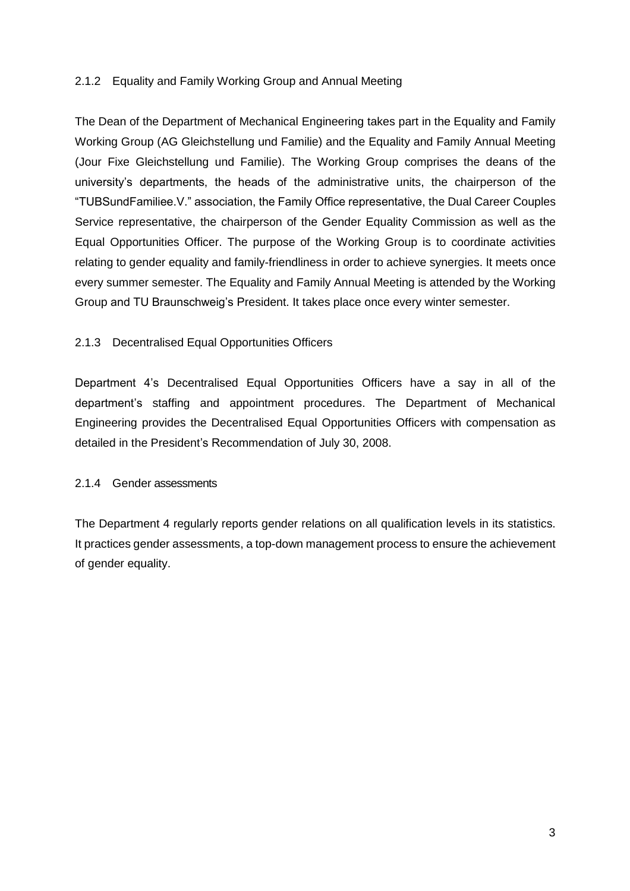### 2.1.2 Equality and Family Working Group and Annual Meeting

The Dean of the Department of Mechanical Engineering takes part in the Equality and Family Working Group (AG Gleichstellung und Familie) and the Equality and Family Annual Meeting (Jour Fixe Gleichstellung und Familie). The Working Group comprises the deans of the university's departments, the heads of the administrative units, the chairperson of the "TUBSundFamiliee.V." association, the Family Office representative, the Dual Career Couples Service representative, the chairperson of the Gender Equality Commission as well as the Equal Opportunities Officer. The purpose of the Working Group is to coordinate activities relating to gender equality and family-friendliness in order to achieve synergies. It meets once every summer semester. The Equality and Family Annual Meeting is attended by the Working Group and TU Braunschweig's President. It takes place once every winter semester.

### 2.1.3 Decentralised Equal Opportunities Officers

Department 4's Decentralised Equal Opportunities Officers have a say in all of the department's staffing and appointment procedures. The Department of Mechanical Engineering provides the Decentralised Equal Opportunities Officers with compensation as detailed in the President's Recommendation of July 30, 2008.

### 2.1.4 Gender assessments

The Department 4 regularly reports gender relations on all qualification levels in its statistics. It practices gender assessments, a top-down management process to ensure the achievement of gender equality.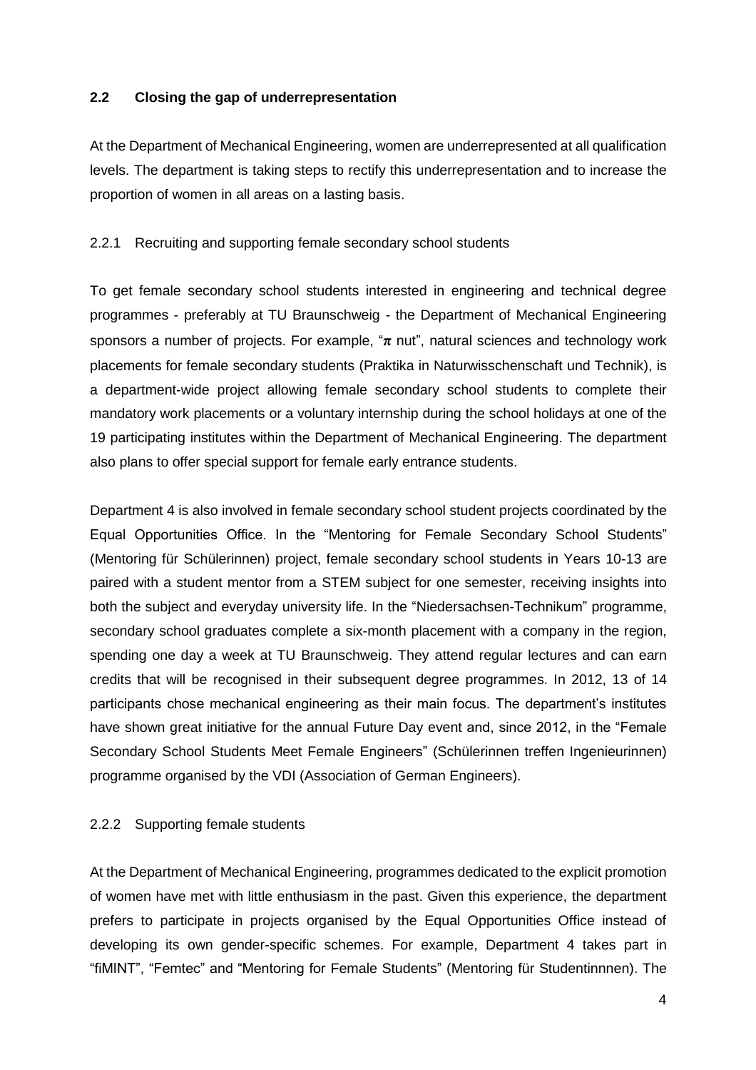## 2.2 Closing the gap of underrepresentation

At the Department of Mechanical Engineering, women are underrepresented at all qualification levels. The department is taking steps to rectify this underrepresentation and to increase the proportion of women in all areas on a lasting basis.

### 2.2.1 Recruiting and supporting female secondary school students

To get female secondary school students interested in engineering and technical degree programmes - preferably at TU Braunschweig - the Department of Mechanical Engineering sponsors a number of projects. For example, "**π** nut", natural sciences and technology work placements for female secondary students (Praktika in Naturwisschenschaft und Technik), is a department-wide project allowing female secondary school students to complete their mandatory work placements or a voluntary internship during the school holidays at one of the 19 participating institutes within the Department of Mechanical Engineering. The department also plans to offer special support for female early entrance students.

Department 4 is also involved in female secondary school student projects coordinated by the Equal Opportunities Office. In the "Mentoring for Female Secondary School Students" (Mentoring für Schülerinnen) project, female secondary school students in Years 10-13 are paired with a student mentor from a STEM subject for one semester, receiving insights into both the subject and everyday university life. In the "Niedersachsen-Technikum" programme, secondary school graduates complete a six-month placement with a company in the region, spending one day a week at TU Braunschweig. They attend regular lectures and can earn credits that will be recognised in their subsequent degree programmes. In 2012, 13 of 14 participants chose mechanical engineering as their main focus. The department's institutes have shown great initiative for the annual Future Day event and, since 2012, in the "Female Secondary School Students Meet Female Engineers" (Schülerinnen treffen Ingenieurinnen) programme organised by the VDI (Association of German Engineers).

### 2.2.2 Supporting female students

At the Department of Mechanical Engineering, programmes dedicated to the explicit promotion of women have met with little enthusiasm in the past. Given this experience, the department prefers to participate in projects organised by the Equal Opportunities Office instead of developing its own gender-specific schemes. For example, Department 4 takes part in "fiMINT", "Femtec" and "Mentoring for Female Students" (Mentoring für Studentinnnen). The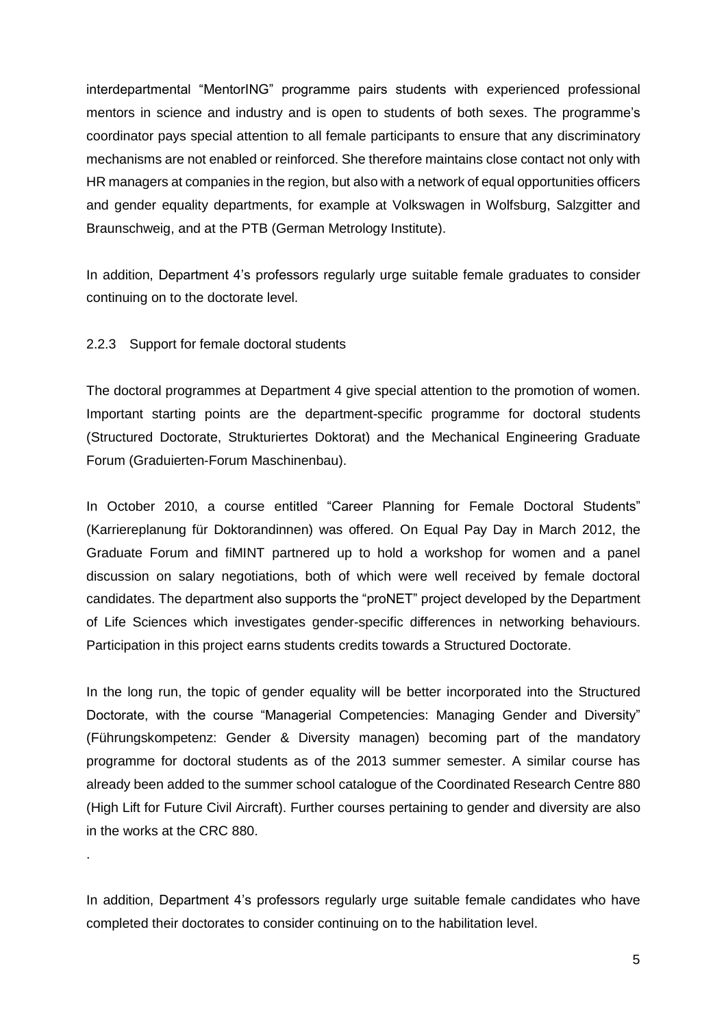interdepartmental “MentorING” programme pairs students with experienced professional mentors in science and industry and is open to students of both sexes. The programme’s coordinator pays special attention to all female participants to ensure that any discriminatory mechanisms are not enabled or reinforced. She therefore maintains close contact not only with HR managers at companies in the region, but also with a network of equal opportunities officers and gender equality departments, for example at Volkswagen in Wolfsburg, Salzgitter and Braunschweig, and at the PTB (German Metrology Institute).

In addition, Department 4’s professors regularly urge suitable female graduates to consider continuing on to the doctorate level.

### 2.2.3 Support for female doctoral students

The doctoral programmes at Department 4 give special attention to the promotion of women. Important starting points are the department-specific programme for doctoral students (Structured Doctorate, Strukturiertes Doktorat) and the Mechanical Engineering Graduate Forum (Graduierten-Forum Maschinenbau).

In October 2010, a course entitled “Career Planning for Female Doctoral Students” (Karriereplanung für Doktorandinnen) was offered. On Equal Pay Day in March 2012, the Graduate Forum and fiMINT partnered up to hold a workshop for women and a panel discussion on salary negotiations, both of which were well received by female doctoral candidates. The department also supports the “proNET” project developed by the Department of Life Sciences which investigates gender-specific differences in networking behaviours. Participation in this project earns students credits towards a Structured Doctorate.

In the long run, the topic of gender equality will be better incorporated into the Structured Doctorate, with the course “Managerial Competencies: Managing Gender and Diversity” (Führungskompetenz: Gender & Diversity managen) becoming part of the mandatory programme for doctoral students as of the 2013 summer semester. A similar course has already been added to the summer school catalogue of the Coordinated Research Centre 880 (High Lift for Future Civil Aircraft). Further courses pertaining to gender and diversity are also in the works at the CRC 880.

.

In addition, Department 4’s professors regularly urge suitable female candidates who have completed their doctorates to consider continuing on to the habilitation level.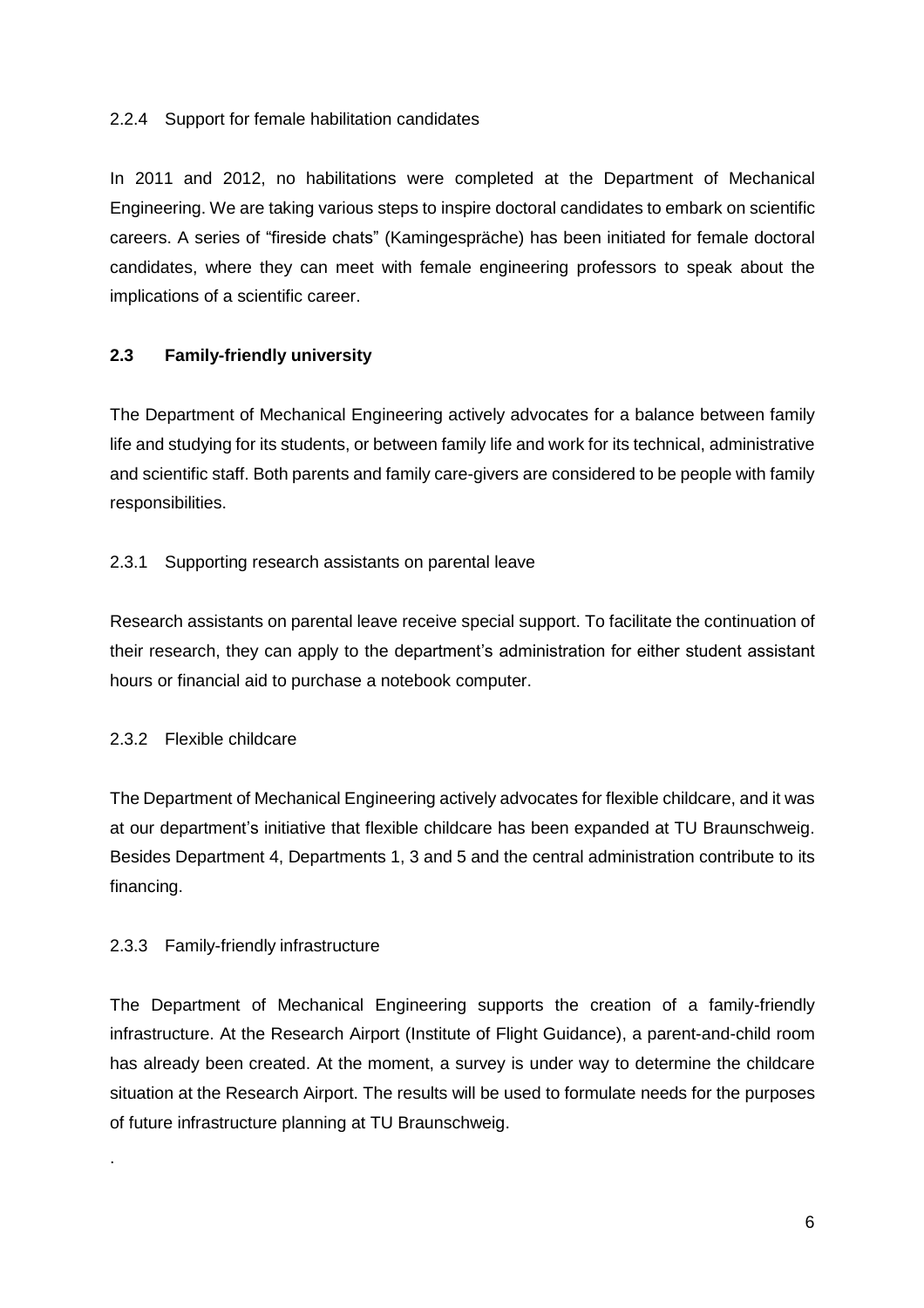### 2.2.4 Support for female habilitation candidates

In 2011 and 2012, no habilitations were completed at the Department of Mechanical Engineering. We are taking various steps to inspire doctoral candidates to embark on scientific careers. A series of "fireside chats" (Kamingespräche) has been initiated for female doctoral candidates, where they can meet with female engineering professors to speak about the implications of a scientific career.

## 2.3 Family-friendly university

The Department of Mechanical Engineering actively advocates for a balance between family life and studying for its students, or between family life and work for its technical, administrative and scientific staff. Both parents and family care-givers are considered to be people with family responsibilities.

### 2.3.1 Supporting research assistants on parental leave

Research assistants on parental leave receive special support. To facilitate the continuation of their research, they can apply to the department's administration for either student assistant hours or financial aid to purchase a notebook computer.

### 2.3.2 Flexible childcare

The Department of Mechanical Engineering actively advocates for flexible childcare, and it was at our department's initiative that flexible childcare has been expanded at TU Braunschweig. Besides Department 4, Departments 1, 3 and 5 and the central administration contribute to its financing.

### 2.3.3 Family-friendly infrastructure

The Department of Mechanical Engineering supports the creation of a family-friendly infrastructure. At the Research Airport (Institute of Flight Guidance), a parent-and-child room has already been created. At the moment, a survey is under way to determine the childcare situation at the Research Airport. The results will be used to formulate needs for the purposes of future infrastructure planning at TU Braunschweig.

.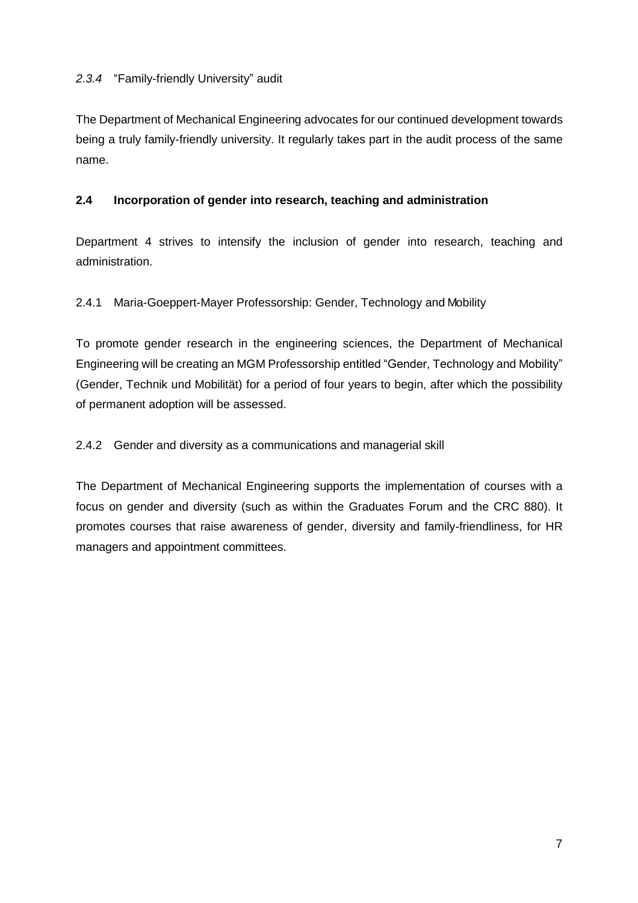#### *2.3.4* "Family-friendly University" audit

The Department of Mechanical Engineering advocates for our continued development towards being a truly family-friendly university. It regularly takes part in the audit process of the same name.

### 2.4 Incorporation of gender into research, teaching and administration

Department 4 strives to intensify the inclusion of gender into research, teaching and administration.

#### 2.4.1 Maria-Goeppert-Mayer Professorship: Gender, Technology and Mobility

To promote gender research in the engineering sciences, the Department of Mechanical Engineering will be creating an MGM Professorship entitled "Gender, Technology and Mobility" (Gender, Technik und Mobilität) for a period of four years to begin, after which the possibility of permanent adoption will be assessed.

#### 2.4.2 Gender and diversity as a communications and managerial skill

The Department of Mechanical Engineering supports the implementation of courses with a focus on gender and diversity (such as within the Graduates Forum and the CRC 880). It promotes courses that raise awareness of gender, diversity and family-friendliness, for HR managers and appointment committees.